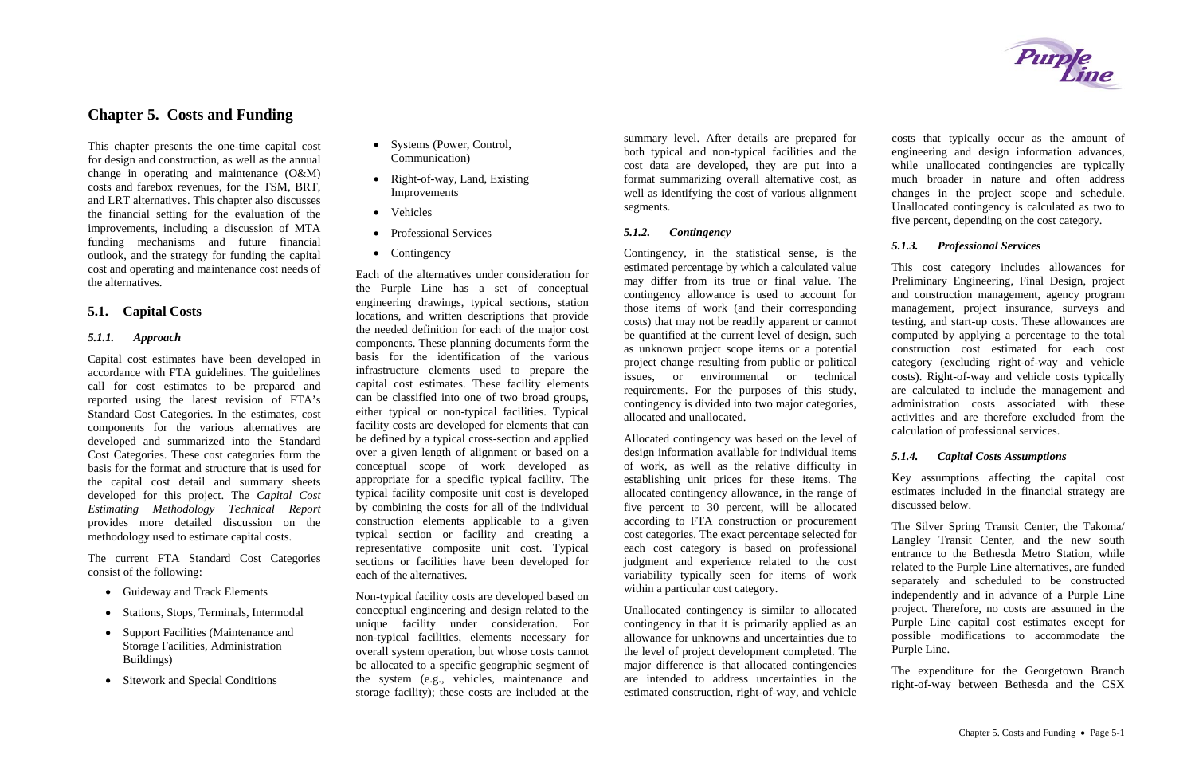# Chapter 5. Costs and Funding

This chapter presents the one-time capital cost for design and construction, as well as the annual change in operating and maintenance (O&M) costs and farebox revenues, for the TSM, BRT, and LRT alternatives. This chapter also discusses the financial setting for the evaluation of the improvements, including a discussion of MTA funding mechanisms and future financial outlook, and the strategy for funding the capital cost and operating and maintenance cost needs of the alternatives.

## 5.1. Capital Costs

### *5.1.1. Approach*

Capital cost estimates have been developed in accordance with FTA guidelines. The guidelines call for cost estimates to be prepared and reported using the latest revision of FTA's Standard Cost Categories. In the estimates, cost components for the various alternatives are developed and summarized into the Standard Cost Categories. These cost categories form the basis for the format and structure that is used for the capital cost detail and summary sheets developed for this project. The *Capital Cost Estimating Methodology Technical Report* provides more detailed discussion on the methodology used to estimate capital costs.

The current FTA Standard Cost Categories consist of the following:

- Guideway and Track Elements
- Stations, Stops, Terminals, Intermodal
- Support Facilities (Maintenance and Storage Facilities, Administration Buildings)
- Sitework and Special Conditions
- Systems (Power, Control, Communication)
- Right-of-way, Land, Existing Improvements
- Vehicles
- Professional Services
- Contingency

Each of the alternatives under consideration for the Purple Line has a set of conceptual engineering drawings, typical sections, station locations, and written descriptions that provide the needed definition for each of the major cost components. These planning documents form the basis for the identification of the various infrastructure elements used to prepare the capital cost estimates. These facility elements can be classified into one of two broad groups, either typical or non-typical facilities. Typical facility costs are developed for elements that can be defined by a typical cross-section and applied over a given length of alignment or based on a conceptual scope of work developed as appropriate for a specific typical facility. The typical facility composite unit cost is developed by combining the costs for all of the individual construction elements applicable to a given typical section or facility and creating a representative composite unit cost. Typical sections or facilities have been developed for each of the alternatives.

Non-typical facility costs are developed based on conceptual engineering and design related to the unique facility under consideration. For non-typical facilities, elements necessary for overall system operation, but whose costs cannot be allocated to a specific geographic segment of the system (e.g., vehicles, maintenance and storage facility); these costs are included at the summary level. After details are prepared for both typical and non-typical facilities and the cost data are developed, they are put into a format summarizing overall alternative cost, as well as identifying the cost of various alignment segments.

### *5.1.2. Contingency*

Contingency, in the statistical sense, is the estimated percentage by which a calculated value may differ from its true or final value. The contingency allowance is used to account for those items of work (and their corresponding costs) that may not be readily apparent or cannot be quantified at the current level of design, such as unknown project scope items or a potential project change resulting from public or political issues, or environmental or technical requirements. For the purposes of this study, contingency is divided into two major categories, allocated and unallocated.

Allocated contingency was based on the level of design information available for individual items of work, as well as the relative difficulty in establishing unit prices for these items. The allocated contingency allowance, in the range of five percent to 30 percent, will be allocated according to FTA construction or procurement cost categories. The exact percentage selected for each cost category is based on professional judgment and experience related to the cost variability typically seen for items of work within a particular cost category.

Unallocated contingency is similar to allocated contingency in that it is primarily applied as an allowance for unknowns and uncertainties due to the level of project development completed. The major difference is that allocated contingencies are intended to address uncertainties in the estimated construction, right-of-way, and vehicle costs that typically occur as the amount of engineering and design information advances, while unallocated contingencies are typically much broader in nature and often address changes in the project scope and schedule. Unallocated contingency is calculated as two to five percent, depending on the cost category.

### *5.1.3. Professional Services*

This cost category includes allowances for Preliminary Engineering, Final Design, project and construction management, agency program management, project insurance, surveys and testing, and start-up costs. These allowances are computed by applying a percentage to the total construction cost estimated for each cost category (excluding right-of-way and vehicle costs). Right-of-way and vehicle costs typically are calculated to include the management and administration costs associated with these activities and are therefore excluded from the calculation of professional services.

### *5.1.4. Capital Costs Assumptions*

Key assumptions affecting the capital cost estimates included in the financial strategy are discussed below.

The Silver Spring Transit Center, the Takoma/ Langley Transit Center, and the new south entrance to the Bethesda Metro Station, while related to the Purple Line alternatives, are funded separately and scheduled to be constructed independently and in advance of a Purple Line project. Therefore, no costs are assumed in the Purple Line capital cost estimates except for possible modifications to accommodate the Purple Line.

The expenditure for the Georgetown Branch right-of-way between Bethesda and the CSX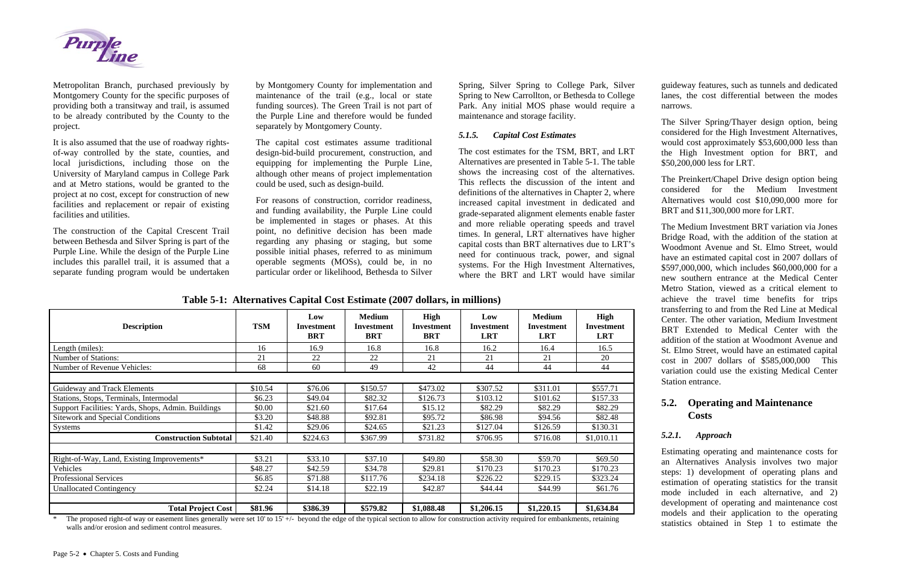Metropolitan Branch, purchased previously by Montgomery County for the specific purposes of providing both a transitway and trail, is assumed to be already contributed by the County to the project.

It is also assumed that the use of roadway rights-of-way controlled by the state, counties, and local jurisdictions, including those on the University of Maryland campus in College Park and at Metro stations, would be granted to the project at no cost, except for construction of new facilities and replacement or repair of existing facilities and utilities.

The construction of the Capital Crescent Trail between Bethesda and Silver Spring is part of the Purple Line. While the design of the Purple Line includes this parallel trail, it is assumed that a separate funding program would be undertaken by Montgomery County for implementation and maintenance of the trail (e.g., local or state funding sources). The Green Trail is not part of the Purple Line and therefore would be funded separately by Montgomery County.

The capital cost estimates assume traditional design-bid-build procurement, construction, and equipping for implementing the Purple Line, although other means of project implementation could be used, such as design-build.

For reasons of construction, corridor readiness, and funding availability, the Purple Line could be implemented in stages or phases. At this point, no definitive decision has been made regarding any phasing or staging, but some possible initial phases, referred to as minimum operable segments (MOSs), could be, in no particular order or likelihood, Bethesda to Silver Spring, Silver Spring to College Park, Silver Spring to New Carrollton, or Bethesda to College Park. Any initial MOS phase would require a maintenance and storage facility.

### *5.1.5. Capital Cost Estimates*

The cost estimates for the TSM, BRT, and LRT Alternatives are presented in Table 5-1. The table shows the increasing cost of the alternatives. This reflects the discussion of the intent and definitions of the alternatives in Chapter 2, where increased capital investment in dedicated and grade-separated alignment elements enable faster and more reliable operating speeds and travel times. In general, LRT alternatives have higher capital costs than BRT alternatives due to LRT's need for continuous track, power, and signal systems. For the High Investment Alternatives, where the BRT and LRT would have similar guideway features, such as tunnels and dedicated lanes, the cost differential between the modes narrows.

The Silver Spring/Thayer design option, being considered for the High Investment Alternatives, would cost approximately $53,600,000 less than the High Investment option for BRT, and $50,200,000 less for LRT.

The Preinkert/Chapel Drive design option being considered for the Medium Investment Alternatives would cost $10,090,000 more for BRT and $11,300,000 more for LRT.

The Medium Investment BRT variation via Jones Bridge Road, with the addition of the station at Woodmont Avenue and St. Elmo Street, would have an estimated capital cost in 2007 dollars of $597,000,000, which includes $60,000,000 for a new southern entrance at the Medical Center Metro Station, viewed as a critical element to achieve the travel time benefits for trips transferring to and from the Red Line at Medical Center. The other variation, Medium Investment BRT Extended to Medical Center with the addition of the station at Woodmont Avenue and St. Elmo Street, would have an estimated capital cost in 2007 dollars of $585,000,000 This variation could use the existing Medical Center Station entrance.

**Table 5-1: Alternatives Capital Cost Estimate (2007 dollars, in millions)**

| Description | TSM | Low Investment BRT | Medium Investment BRT | High Investment BRT | Low Investment LRT | Medium Investment LRT | High Investment LRT |
|---|---|---|---|---|---|---|---|
| Length (miles): | 16 | 16.9 | 16.8 | 16.8 | 16.2 | 16.4 | 16.5 |
| Number of Stations: | 21 | 22 | 22 | 21 | 21 | 21 | 20 |
| Number of Revenue Vehicles: | 68 | 60 | 49 | 42 | 44 | 44 | 44 |
| | | | | | | | |
| Guideway and Track Elements | $10.54 | $76.06 | $150.57 | $473.02 | $307.52 | $311.01 | $557.71 |
| Stations, Stops, Terminals, Intermodal | $6.23 | $49.04 | $82.32 | $126.73 | $103.12 | $101.62 | $157.33 |
| Support Facilities: Yards, Shops, Admin. Buildings | $0.00 | $21.60 | $17.64 | $15.12 | $82.29 | $82.29 | $82.29 |
| Sitework and Special Conditions | $3.20 | $48.88 | $92.81 | $95.72 | $86.98 | $94.56 | $82.48 |
| Systems | $1.42 | $29.06 | $24.65 | $21.23 | $127.04 | $126.59 | $130.31 |
| **Construction Subtotal** | $21.40 | $224.63 | $367.99 | $731.82 | $706.95 | $716.08 | $1,010.11 |
| | | | | | | | |
| Right-of-Way, Land, Existing Improvements* | $3.21 | $33.10 | $37.10 | $49.80 | $58.30 | $59.70 | $69.50 |
| Vehicles | $48.27 | $42.59 | $34.78 | $29.81 | $170.23 | $170.23 | $170.23 |
| Professional Services | $6.85 | $71.88 | $117.76 | $234.18 | $226.22 | $229.15 | $233.24 |
| Unallocated Contingency | $2.24 | $14.18 | $22.19 | $42.87 | $44.44 | $44.99 | $61.76 |
| | | | | | | | |
| **Total Project Cost** | **$81.96** | **$386.39** | **$579.82** | **$1,088.48** | **$1,206.15** | **$1,220.15** | **$1,634.84** |

\* The proposed right-of way or easement lines generally were set 10' to 15' +/- beyond the edge of the typical section to allow for construction activity required for embankments, retaining walls and/or erosion and sediment control measures.

## 5.2. Operating and Maintenance Costs

### *5.2.1. Approach*

Estimating operating and maintenance costs for an Alternatives Analysis involves two major steps: 1) development of operating plans and estimation of operating statistics for the transit mode included in each alternative, and 2) development of operating and maintenance cost models and their application to the operating statistics obtained in Step 1 to estimate the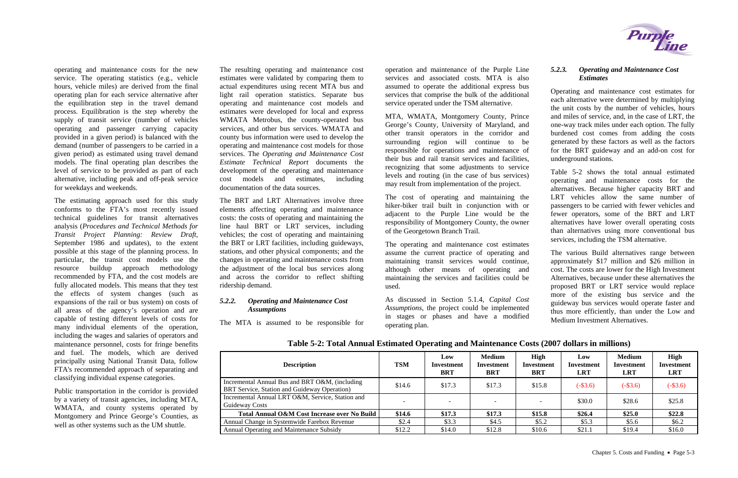operating and maintenance costs for the new service. The operating statistics (e.g., vehicle hours, vehicle miles) are derived from the final operating plan for each service alternative after the equilibration step in the travel demand process. Equilibration is the step whereby the supply of transit service (number of vehicles operating and passenger carrying capacity provided in a given period) is balanced with the demand (number of passengers to be carried in a given period) as estimated using travel demand models. The final operating plan describes the level of service to be provided as part of each alternative, including peak and off-peak service for weekdays and weekends.

The estimating approach used for this study conforms to the FTA's most recently issued technical guidelines for transit alternatives analysis (*Procedures and Technical Methods for Transit Project Planning: Review Draft*, September 1986 and updates), to the extent possible at this stage of the planning process. In particular, the transit cost models use the resource buildup approach methodology recommended by FTA, and the cost models are fully allocated models. This means that they test the effects of system changes (such as expansions of the rail or bus system) on costs of all areas of the agency's operation and are capable of testing different levels of costs for many individual elements of the operation, including the wages and salaries of operators and maintenance personnel, costs for fringe benefits and fuel. The models, which are derived principally using National Transit Data, follow FTA's recommended approach of separating and classifying individual expense categories.

Public transportation in the corridor is provided by a variety of transit agencies, including MTA, WMATA, and county systems operated by Montgomery and Prince George's Counties, as well as other systems such as the UM shuttle.

The resulting operating and maintenance cost estimates were validated by comparing them to actual expenditures using recent MTA bus and light rail operation statistics. Separate bus operating and maintenance cost models and estimates were developed for local and express WMATA Metrobus, the county-operated bus services, and other bus services. WMATA and county bus information were used to develop the operating and maintenance cost models for those services. The *Operating and Maintenance Cost Estimate Technical Report* documents the development of the operating and maintenance cost models and estimates, including documentation of the data sources.

The BRT and LRT Alternatives involve three elements affecting operating and maintenance costs: the costs of operating and maintaining the line haul BRT or LRT services, including vehicles; the cost of operating and maintaining the BRT or LRT facilities, including guideways, stations, and other physical components; and the changes in operating and maintenance costs from the adjustment of the local bus services along and across the corridor to reflect shifting ridership demand.

### 5.2.2. *Operating and Maintenance Cost Assumptions*

The MTA is assumed to be responsible for operation and maintenance of the Purple Line services and associated costs. MTA is also assumed to operate the additional express bus services that comprise the bulk of the additional service operated under the TSM alternative.

MTA, WMATA, Montgomery County, Prince George's County, University of Maryland, and other transit operators in the corridor and surrounding region will continue to be responsible for operations and maintenance of their bus and rail transit services and facilities, recognizing that some adjustments to service levels and routing (in the case of bus services) may result from implementation of the project.

The cost of operating and maintaining the hiker-biker trail built in conjunction with or adjacent to the Purple Line would be the responsibility of Montgomery County, the owner of the Georgetown Branch Trail.

The operating and maintenance cost estimates assume the current practice of operating and maintaining transit services would continue, although other means of operating and maintaining the services and facilities could be used.

As discussed in Section 5.1.4, *Capital Cost Assumptions*, the project could be implemented in stages or phases and have a modified operating plan.

### 5.2.3. *Operating and Maintenance Cost Estimates*

Operating and maintenance cost estimates for each alternative were determined by multiplying the unit costs by the number of vehicles, hours and miles of service, and, in the case of LRT, the one-way track miles under each option. The fully burdened cost comes from adding the costs generated by these factors as well as the factors for the BRT guideway and an add-on cost for underground stations.

Table 5-2 shows the total annual estimated operating and maintenance costs for the alternatives. Because higher capacity BRT and LRT vehicles allow the same number of passengers to be carried with fewer vehicles and fewer operators, some of the BRT and LRT alternatives have lower overall operating costs than alternatives using more conventional bus services, including the TSM alternative.

The various Build alternatives range between approximately $17 million and $26 million in cost. The costs are lower for the High Investment Alternatives, because under these alternatives the proposed BRT or LRT service would replace more of the existing bus service and the guideway bus services would operate faster and thus more efficiently, than under the Low and Medium Investment Alternatives.

**Table 5-2: Total Annual Estimated Operating and Maintenance Costs (2007 dollars in millions)**

| Description | TSM | Low Investment BRT | Medium Investment BRT | High Investment BRT | Low Investment LRT | Medium Investment LRT | High Investment LRT |
|---|---|---|---|---|---|---|---|
| Incremental Annual Bus and BRT O&M, (including BRT Service, Station and Guideway Operation) | $14.6 | $17.3 | $17.3 | $15.8 | (-$3.6) | (-$3.6) | (-$3.6) |
| Incremental Annual LRT O&M, Service, Station and Guideway Costs | - | - | - | - | $30.0 | $28.6 | $25.8 |
| **Total Annual O&M Cost Increase over No Build** | **$14.6** | **$17.3** | **$17.3** | **$15.8** | **$26.4** | **$25.0** | **$22.8** |
| Annual Change in Systemwide Farebox Revenue | $2.4 | $3.3 | $4.5 | $5.2 | $5.3 | $5.6 | $6.2 |
| Annual Operating and Maintenance Subsidy | $12.2 | $14.0 | $12.8 | $10.6 | $21.1 | $19.4 | $16.0 |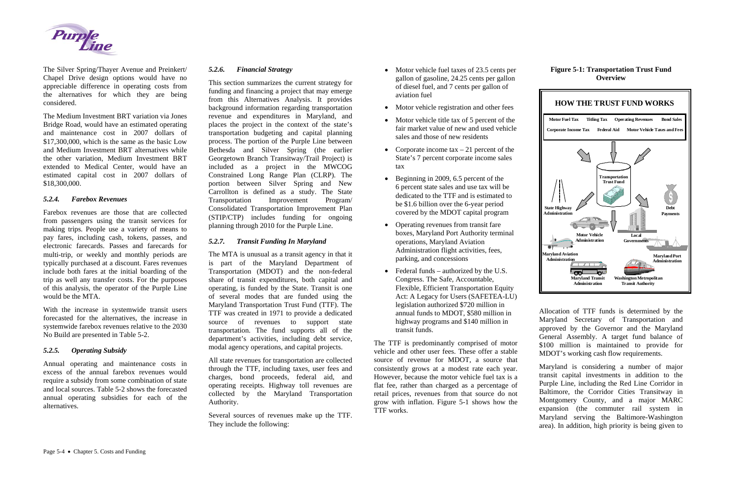The Silver Spring/Thayer Avenue and Preinkert/ Chapel Drive design options would have no appreciable difference in operating costs from the alternatives for which they are being considered.

The Medium Investment BRT variation via Jones Bridge Road, would have an estimated operating and maintenance cost in 2007 dollars of $17,300,000, which is the same as the basic Low and Medium Investment BRT alternatives while the other variation, Medium Investment BRT extended to Medical Center, would have an estimated capital cost in 2007 dollars of $18,300,000.

### *5.2.4. Farebox Revenues*

Farebox revenues are those that are collected from passengers using the transit services for making trips. People use a variety of means to pay fares, including cash, tokens, passes, and electronic farecards. Passes and farecards for multi-trip, or weekly and monthly periods are typically purchased at a discount. Fares revenues include both fares at the initial boarding of the trip as well any transfer costs. For the purposes of this analysis, the operator of the Purple Line would be the MTA.

With the increase in systemwide transit users forecasted for the alternatives, the increase in systemwide farebox revenues relative to the 2030 No Build are presented in Table 5-2.

### *5.2.5. Operating Subsidy*

Annual operating and maintenance costs in excess of the annual farebox revenues would require a subsidy from some combination of state and local sources. Table 5-2 shows the forecasted annual operating subsidies for each of the alternatives.

### *5.2.6. Financial Strategy*

This section summarizes the current strategy for funding and financing a project that may emerge from this Alternatives Analysis. It provides background information regarding transportation revenue and expenditures in Maryland, and places the project in the context of the state's transportation budgeting and capital planning process. The portion of the Purple Line between Bethesda and Silver Spring (the earlier Georgetown Branch Transitway/Trail Project) is included as a project in the MWCOG Constrained Long Range Plan (CLRP). The portion between Silver Spring and New Carrollton is defined as a study. The State Transportation Improvement Program/ Consolidated Transportation Improvement Plan (STIP/CTP) includes funding for ongoing planning through 2010 for the Purple Line.

### *5.2.7. Transit Funding In Maryland*

The MTA is unusual as a transit agency in that it is part of the Maryland Department of Transportation (MDOT) and the non-federal share of transit expenditures, both capital and operating, is funded by the State. Transit is one of several modes that are funded using the Maryland Transportation Trust Fund (TTF). The TTF was created in 1971 to provide a dedicated source of revenues to support state transportation. The fund supports all of the department's activities, including debt service, modal agency operations, and capital projects.

All state revenues for transportation are collected through the TTF, including taxes, user fees and charges, bond proceeds, federal aid, and operating receipts. Highway toll revenues are collected by the Maryland Transportation Authority.

Several sources of revenues make up the TTF. They include the following:

- Motor vehicle fuel taxes of 23.5 cents per gallon of gasoline, 24.25 cents per gallon of diesel fuel, and 7 cents per gallon of aviation fuel
- Motor vehicle registration and other fees
- Motor vehicle title tax of 5 percent of the fair market value of new and used vehicle sales and those of new residents
- Corporate income tax – 21 percent of the State's 7 percent corporate income sales tax
- Beginning in 2009, 6.5 percent of the 6 percent state sales and use tax will be dedicated to the TTF and is estimated to be $1.6 billion over the 6-year period covered by the MDOT capital program
- Operating revenues from transit fare boxes, Maryland Port Authority terminal operations, Maryland Aviation Administration flight activities, fees, parking, and concessions
- Federal funds – authorized by the U.S. Congress. The Safe, Accountable, Flexible, Efficient Transportation Equity Act: A Legacy for Users (SAFETEA-LU) legislation authorized $720 million in annual funds to MDOT, $580 million in highway programs and $140 million in transit funds.

The TTF is predominantly comprised of motor vehicle and other user fees. These offer a stable source of revenue for MDOT, a source that consistently grows at a modest rate each year. However, because the motor vehicle fuel tax is a flat fee, rather than charged as a percentage of retail prices, revenues from that source do not grow with inflation. Figure 5-1 shows how the TTF works.

**Figure 5-1: Transportation Trust Fund Overview**

HOW THE TRUST FUND WORKS

Motor Fuel Tax · Titling Tax · Operating Revenues · Bond Sales · Corporate Income Tax · Federal Aid · Motor Vehicle Taxes and Fees

Transportation Trust Fund

State Highway Administration · Debt Payments · Motor Vehicle Administration · Local Governments · Maryland Aviation Administration · Maryland Port Administration · Maryland Transit Administration · Washington Metropolitan Transit Authority

Allocation of TTF funds is determined by the Maryland Secretary of Transportation and approved by the Governor and the Maryland General Assembly. A target fund balance of $100 million is maintained to provide for MDOT's working cash flow requirements.

Maryland is considering a number of major transit capital investments in addition to the Purple Line, including the Red Line Corridor in Baltimore, the Corridor Cities Transitway in Montgomery County, and a major MARC expansion (the commuter rail system in Maryland serving the Baltimore-Washington area). In addition, high priority is being given to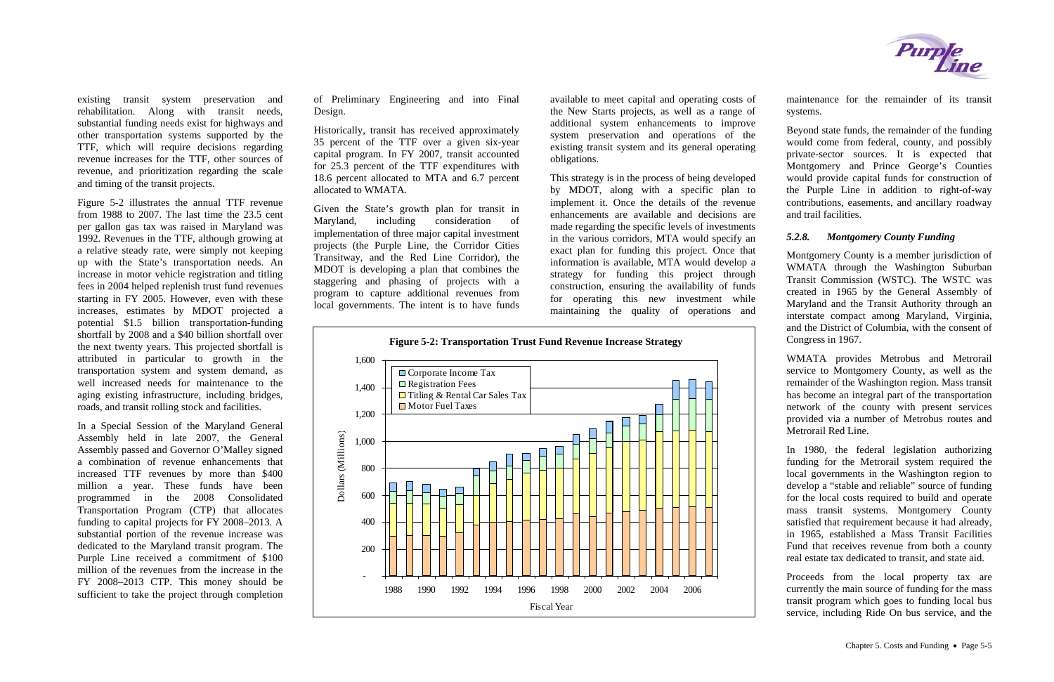existing transit system preservation and rehabilitation. Along with transit needs, substantial funding needs exist for highways and other transportation systems supported by the TTF, which will require decisions regarding revenue increases for the TTF, other sources of revenue, and prioritization regarding the scale and timing of the transit projects.

Figure 5-2 illustrates the annual TTF revenue from 1988 to 2007. The last time the 23.5 cent per gallon gas tax was raised in Maryland was 1992. Revenues in the TTF, although growing at a relative steady rate, were simply not keeping up with the State's transportation needs. An increase in motor vehicle registration and titling fees in 2004 helped replenish trust fund revenues starting in FY 2005. However, even with these increases, estimates by MDOT projected a potential $1.5 billion transportation-funding shortfall by 2008 and a $40 billion shortfall over the next twenty years. This projected shortfall is attributed in particular to growth in the transportation system and system demand, as well increased needs for maintenance to the aging existing infrastructure, including bridges, roads, and transit rolling stock and facilities.

In a Special Session of the Maryland General Assembly held in late 2007, the General Assembly passed and Governor O'Malley signed a combination of revenue enhancements that increased TTF revenues by more than $400 million a year. These funds have been programmed in the 2008 Consolidated Transportation Program (CTP) that allocates funding to capital projects for FY 2008–2013. A substantial portion of the revenue increase was dedicated to the Maryland transit program. The Purple Line received a commitment of $100 million of the revenues from the increase in the FY 2008–2013 CTP. This money should be sufficient to take the project through completion of Preliminary Engineering and into Final Design.

Historically, transit has received approximately 35 percent of the TTF over a given six-year capital program. In FY 2007, transit accounted for 25.3 percent of the TTF expenditures with 18.6 percent allocated to MTA and 6.7 percent allocated to WMATA.

Given the State's growth plan for transit in Maryland, including consideration of implementation of three major capital investment projects (the Purple Line, the Corridor Cities Transitway, and the Red Line Corridor), the MDOT is developing a plan that combines the staggering and phasing of projects with a program to capture additional revenues from local governments. The intent is to have funds available to meet capital and operating costs of the New Starts projects, as well as a range of additional system enhancements to improve system preservation and operations of the existing transit system and its general operating obligations.

This strategy is in the process of being developed by MDOT, along with a specific plan to implement it. Once the details of the revenue enhancements are available and decisions are made regarding the specific levels of investments in the various corridors, MTA would specify an exact plan for funding this project. Once that information is available, MTA would develop a strategy for funding this project through construction, ensuring the availability of funds for operating this new investment while maintaining the quality of operations and maintenance for the remainder of its transit systems.

**Figure 5-2: Transportation Trust Fund Revenue Increase Strategy**

Beyond state funds, the remainder of the funding would come from federal, county, and possibly private-sector sources. It is expected that Montgomery and Prince George's Counties would provide capital funds for construction of the Purple Line in addition to right-of-way contributions, easements, and ancillary roadway and trail facilities.

### *5.2.8. Montgomery County Funding*

Montgomery County is a member jurisdiction of WMATA through the Washington Suburban Transit Commission (WSTC). The WSTC was created in 1965 by the General Assembly of Maryland and the Transit Authority through an interstate compact among Maryland, Virginia, and the District of Columbia, with the consent of Congress in 1967.

WMATA provides Metrobus and Metrorail service to Montgomery County, as well as the remainder of the Washington region. Mass transit has become an integral part of the transportation network of the county with present services provided via a number of Metrobus routes and Metrorail Red Line.

In 1980, the federal legislation authorizing funding for the Metrorail system required the local governments in the Washington region to develop a "stable and reliable" source of funding for the local costs required to build and operate mass transit systems. Montgomery County satisfied that requirement because it had already, in 1965, established a Mass Transit Facilities Fund that receives revenue from both a county real estate tax dedicated to transit, and state aid.

Proceeds from the local property tax are currently the main source of funding for the mass transit program which goes to funding local bus service, including Ride On bus service, and the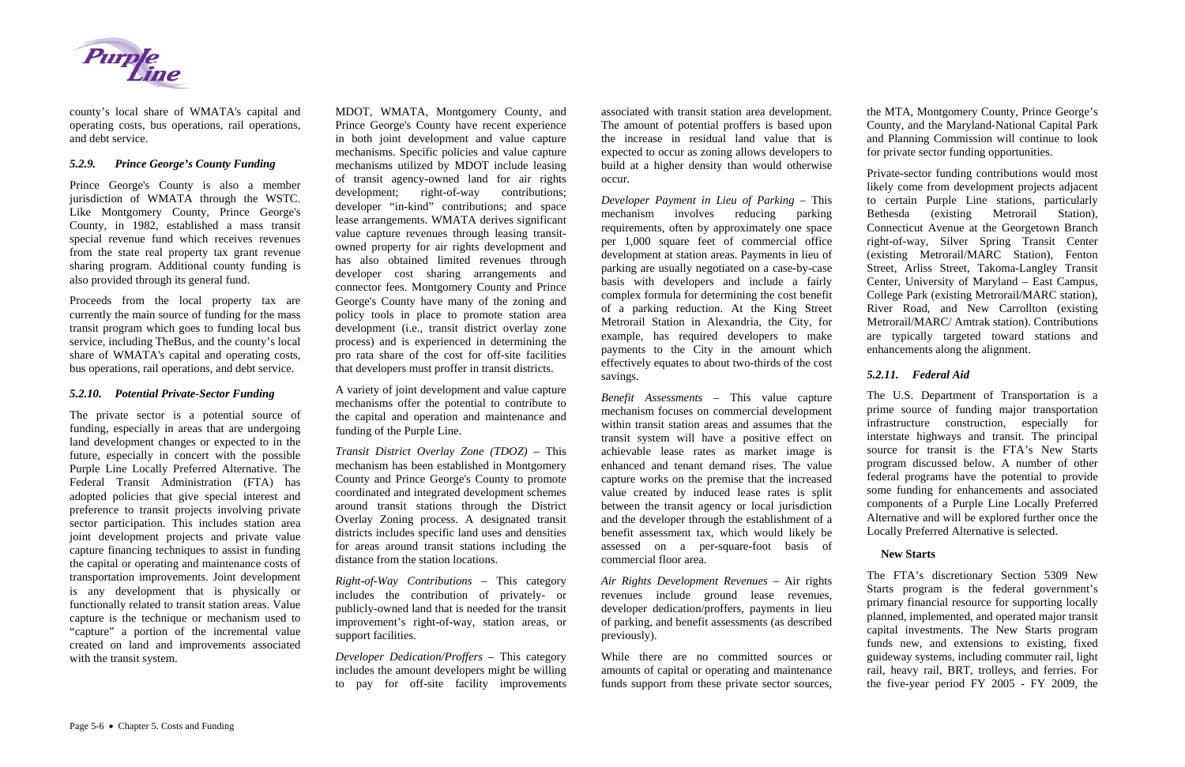county's local share of WMATA's capital and operating costs, bus operations, rail operations, and debt service.

### *5.2.9. Prince George's County Funding*

Prince George's County is also a member jurisdiction of WMATA through the WSTC. Like Montgomery County, Prince George's County, in 1982, established a mass transit special revenue fund which receives revenues from the state real property tax grant revenue sharing program. Additional county funding is also provided through its general fund.

Proceeds from the local property tax are currently the main source of funding for the mass transit program which goes to funding local bus service, including TheBus, and the county's local share of WMATA's capital and operating costs, bus operations, rail operations, and debt service.

### *5.2.10. Potential Private-Sector Funding*

The private sector is a potential source of funding, especially in areas that are undergoing land development changes or expected to in the future, especially in concert with the possible Purple Line Locally Preferred Alternative. The Federal Transit Administration (FTA) has adopted policies that give special interest and preference to transit projects involving private sector participation. This includes station area joint development projects and private value capture financing techniques to assist in funding the capital or operating and maintenance costs of transportation improvements. Joint development is any development that is physically or functionally related to transit station areas. Value capture is the technique or mechanism used to "capture" a portion of the incremental value created on land and improvements associated with the transit system.

MDOT, WMATA, Montgomery County, and Prince George's County have recent experience in both joint development and value capture mechanisms. Specific policies and value capture mechanisms utilized by MDOT include leasing of transit agency-owned land for air rights development; right-of-way contributions; developer "in-kind" contributions; and space lease arrangements. WMATA derives significant value capture revenues through leasing transit-owned property for air rights development and has also obtained limited revenues through developer cost sharing arrangements and connector fees. Montgomery County and Prince George's County have many of the zoning and policy tools in place to promote station area development (i.e., transit district overlay zone process) and is experienced in determining the pro rata share of the cost for off-site facilities that developers must proffer in transit districts.

A variety of joint development and value capture mechanisms offer the potential to contribute to the capital and operation and maintenance and funding of the Purple Line.

*Transit District Overlay Zone (TDOZ)* – This mechanism has been established in Montgomery County and Prince George's County to promote coordinated and integrated development schemes around transit stations through the District Overlay Zoning process. A designated transit districts includes specific land uses and densities for areas around transit stations including the distance from the station locations.

*Right-of-Way Contributions* – This category includes the contribution of privately- or publicly-owned land that is needed for the transit improvement's right-of-way, station areas, or support facilities.

*Developer Dedication/Proffers* – This category includes the amount developers might be willing to pay for off-site facility improvements associated with transit station area development. The amount of potential proffers is based upon the increase in residual land value that is expected to occur as zoning allows developers to build at a higher density than would otherwise occur.

*Developer Payment in Lieu of Parking* – This mechanism involves reducing parking requirements, often by approximately one space per 1,000 square feet of commercial office development at station areas. Payments in lieu of parking are usually negotiated on a case-by-case basis with developers and include a fairly complex formula for determining the cost benefit of a parking reduction. At the King Street Metrorail Station in Alexandria, the City, for example, has required developers to make payments to the City in the amount which effectively equates to about two-thirds of the cost savings.

*Benefit Assessments* – This value capture mechanism focuses on commercial development within transit station areas and assumes that the transit system will have a positive effect on achievable lease rates as market image is enhanced and tenant demand rises. The value capture works on the premise that the increased value created by induced lease rates is split between the transit agency or local jurisdiction and the developer through the establishment of a benefit assessment tax, which would likely be assessed on a per-square-foot basis of commercial floor area.

*Air Rights Development Revenues* – Air rights revenues include ground lease revenues, developer dedication/proffers, payments in lieu of parking, and benefit assessments (as described previously).

While there are no committed sources or amounts of capital or operating and maintenance funds support from these private sector sources, the MTA, Montgomery County, Prince George's County, and the Maryland-National Capital Park and Planning Commission will continue to look for private sector funding opportunities.

Private-sector funding contributions would most likely come from development projects adjacent to certain Purple Line stations, particularly Bethesda (existing Metrorail Station), Connecticut Avenue at the Georgetown Branch right-of-way, Silver Spring Transit Center (existing Metrorail/MARC Station), Fenton Street, Arliss Street, Takoma-Langley Transit Center, University of Maryland – East Campus, College Park (existing Metrorail/MARC station), River Road, and New Carrollton (existing Metrorail/MARC/ Amtrak station). Contributions are typically targeted toward stations and enhancements along the alignment.

### *5.2.11. Federal Aid*

The U.S. Department of Transportation is a prime source of funding major transportation infrastructure construction, especially for interstate highways and transit. The principal source for transit is the FTA's New Starts program discussed below. A number of other federal programs have the potential to provide some funding for enhancements and associated components of a Purple Line Locally Preferred Alternative and will be explored further once the Locally Preferred Alternative is selected.

**New Starts**

The FTA's discretionary Section 5309 New Starts program is the federal government's primary financial resource for supporting locally planned, implemented, and operated major transit capital investments. The New Starts program funds new, and extensions to existing, fixed guideway systems, including commuter rail, light rail, heavy rail, BRT, trolleys, and ferries. For the five-year period FY 2005 - FY 2009, the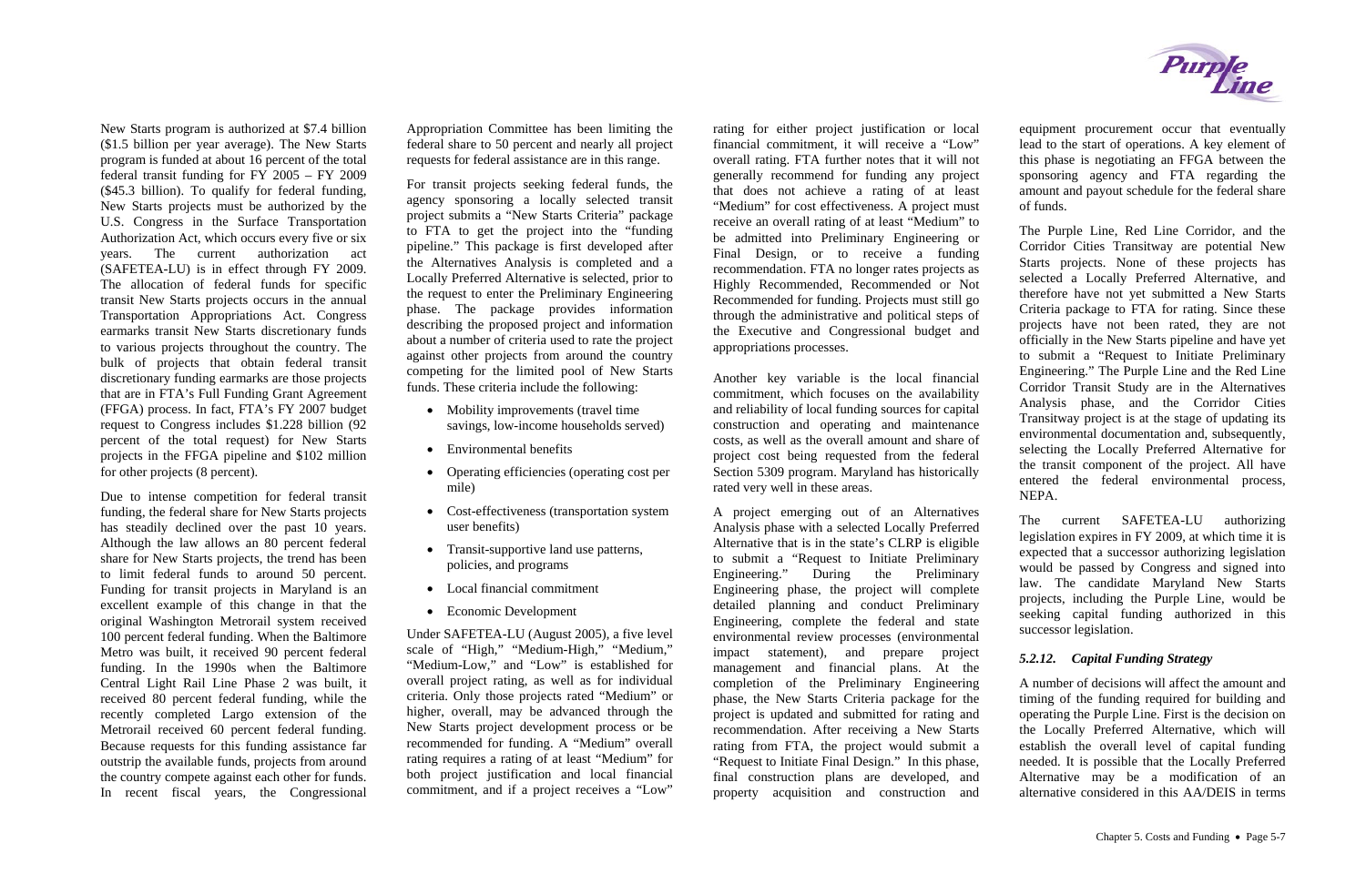New Starts program is authorized at $7.4 billion ($1.5 billion per year average). The New Starts program is funded at about 16 percent of the total federal transit funding for FY 2005 – FY 2009 ($45.3 billion). To qualify for federal funding, New Starts projects must be authorized by the U.S. Congress in the Surface Transportation Authorization Act, which occurs every five or six years. The current authorization act (SAFETEA-LU) is in effect through FY 2009. The allocation of federal funds for specific transit New Starts projects occurs in the annual Transportation Appropriations Act. Congress earmarks transit New Starts discretionary funds to various projects throughout the country. The bulk of projects that obtain federal transit discretionary funding earmarks are those projects that are in FTA's Full Funding Grant Agreement (FFGA) process. In fact, FTA's FY 2007 budget request to Congress includes $1.228 billion (92 percent of the total request) for New Starts projects in the FFGA pipeline and $102 million for other projects (8 percent).

Due to intense competition for federal transit funding, the federal share for New Starts projects has steadily declined over the past 10 years. Although the law allows an 80 percent federal share for New Starts projects, the trend has been to limit federal funds to around 50 percent. Funding for transit projects in Maryland is an excellent example of this change in that the original Washington Metrorail system received 100 percent federal funding. When the Baltimore Metro was built, it received 90 percent federal funding. In the 1990s when the Baltimore Central Light Rail Line Phase 2 was built, it received 80 percent federal funding, while the recently completed Largo extension of the Metrorail received 60 percent federal funding. Because requests for this funding assistance far outstrip the available funds, projects from around the country compete against each other for funds. In recent fiscal years, the Congressional Appropriation Committee has been limiting the federal share to 50 percent and nearly all project requests for federal assistance are in this range.

For transit projects seeking federal funds, the agency sponsoring a locally selected transit project submits a "New Starts Criteria" package to FTA to get the project into the "funding pipeline." This package is first developed after the Alternatives Analysis is completed and a Locally Preferred Alternative is selected, prior to the request to enter the Preliminary Engineering phase. The package provides information describing the proposed project and information about a number of criteria used to rate the project against other projects from around the country competing for the limited pool of New Starts funds. These criteria include the following:

- Mobility improvements (travel time savings, low-income households served)
- Environmental benefits
- Operating efficiencies (operating cost per mile)
- Cost-effectiveness (transportation system user benefits)
- Transit-supportive land use patterns, policies, and programs
- Local financial commitment
- Economic Development

Under SAFETEA-LU (August 2005), a five level scale of "High," "Medium-High," "Medium," "Medium-Low," and "Low" is established for overall project rating, as well as for individual criteria. Only those projects rated "Medium" or higher, overall, may be advanced through the New Starts project development process or be recommended for funding. A "Medium" overall rating requires a rating of at least "Medium" for both project justification and local financial commitment, and if a project receives a "Low" rating for either project justification or local financial commitment, it will receive a "Low" overall rating. FTA further notes that it will not generally recommend for funding any project that does not achieve a rating of at least "Medium" for cost effectiveness. A project must receive an overall rating of at least "Medium" to be admitted into Preliminary Engineering or Final Design, or to receive a funding recommendation. FTA no longer rates projects as Highly Recommended, Recommended or Not Recommended for funding. Projects must still go through the administrative and political steps of the Executive and Congressional budget and appropriations processes.

Another key variable is the local financial commitment, which focuses on the availability and reliability of local funding sources for capital construction and operating and maintenance costs, as well as the overall amount and share of project cost being requested from the federal Section 5309 program. Maryland has historically rated very well in these areas.

A project emerging out of an Alternatives Analysis phase with a selected Locally Preferred Alternative that is in the state's CLRP is eligible to submit a "Request to Initiate Preliminary Engineering." During the Preliminary Engineering phase, the project will complete detailed planning and conduct Preliminary Engineering, complete the federal and state environmental review processes (environmental impact statement), and prepare project management and financial plans. At the completion of the Preliminary Engineering phase, the New Starts Criteria package for the project is updated and submitted for rating and recommendation. After receiving a New Starts rating from FTA, the project would submit a "Request to Initiate Final Design." In this phase, final construction plans are developed, and property acquisition and construction and equipment procurement occur that eventually lead to the start of operations. A key element of this phase is negotiating an FFGA between the sponsoring agency and FTA regarding the amount and payout schedule for the federal share of funds.

The Purple Line, Red Line Corridor, and the Corridor Cities Transitway are potential New Starts projects. None of these projects has selected a Locally Preferred Alternative, and therefore have not yet submitted a New Starts Criteria package to FTA for rating. Since these projects have not been rated, they are not officially in the New Starts pipeline and have yet to submit a "Request to Initiate Preliminary Engineering." The Purple Line and the Red Line Corridor Transit Study are in the Alternatives Analysis phase, and the Corridor Cities Transitway project is at the stage of updating its environmental documentation and, subsequently, selecting the Locally Preferred Alternative for the transit component of the project. All have entered the federal environmental process, NEPA.

The current SAFETEA-LU authorizing legislation expires in FY 2009, at which time it is expected that a successor authorizing legislation would be passed by Congress and signed into law. The candidate Maryland New Starts projects, including the Purple Line, would be seeking capital funding authorized in this successor legislation.

### *5.2.12. Capital Funding Strategy*

A number of decisions will affect the amount and timing of the funding required for building and operating the Purple Line. First is the decision on the Locally Preferred Alternative, which will establish the overall level of capital funding needed. It is possible that the Locally Preferred Alternative may be a modification of an alternative considered in this AA/DEIS in terms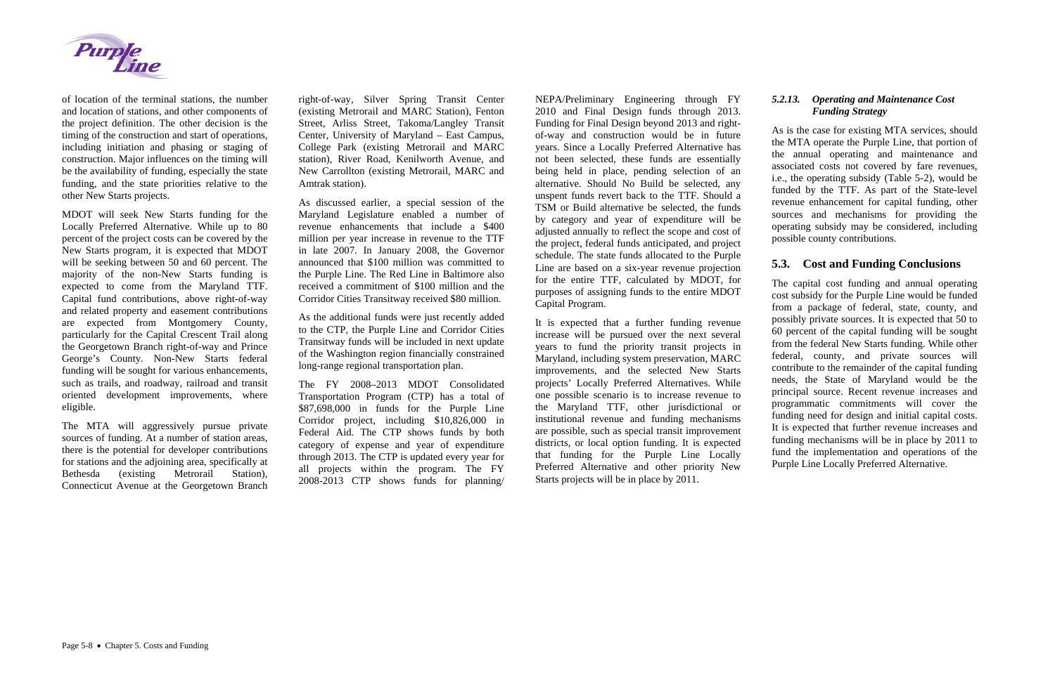of location of the terminal stations, the number and location of stations, and other components of the project definition. The other decision is the timing of the construction and start of operations, including initiation and phasing or staging of construction. Major influences on the timing will be the availability of funding, especially the state funding, and the state priorities relative to the other New Starts projects.

MDOT will seek New Starts funding for the Locally Preferred Alternative. While up to 80 percent of the project costs can be covered by the New Starts program, it is expected that MDOT will be seeking between 50 and 60 percent. The majority of the non-New Starts funding is expected to come from the Maryland TTF. Capital fund contributions, above right-of-way and related property and easement contributions are expected from Montgomery County, particularly for the Capital Crescent Trail along the Georgetown Branch right-of-way and Prince George's County. Non-New Starts federal funding will be sought for various enhancements, such as trails, and roadway, railroad and transit oriented development improvements, where eligible.

The MTA will aggressively pursue private sources of funding. At a number of station areas, there is the potential for developer contributions for stations and the adjoining area, specifically at Bethesda (existing Metrorail Station), Connecticut Avenue at the Georgetown Branch right-of-way, Silver Spring Transit Center (existing Metrorail and MARC Station), Fenton Street, Arliss Street, Takoma/Langley Transit Center, University of Maryland – East Campus, College Park (existing Metrorail and MARC station), River Road, Kenilworth Avenue, and New Carrollton (existing Metrorail, MARC and Amtrak station).

As discussed earlier, a special session of the Maryland Legislature enabled a number of revenue enhancements that include a $400 million per year increase in revenue to the TTF in late 2007. In January 2008, the Governor announced that $100 million was committed to the Purple Line. The Red Line in Baltimore also received a commitment of $100 million and the Corridor Cities Transitway received $80 million.

As the additional funds were just recently added to the CTP, the Purple Line and Corridor Cities Transitway funds will be included in next update of the Washington region financially constrained long-range regional transportation plan.

The FY 2008–2013 MDOT Consolidated Transportation Program (CTP) has a total of $87,698,000 in funds for the Purple Line Corridor project, including $10,826,000 in Federal Aid. The CTP shows funds by both category of expense and year of expenditure through 2013. The CTP is updated every year for all projects within the program. The FY 2008-2013 CTP shows funds for planning/NEPA/Preliminary Engineering through FY 2010 and Final Design funds through 2013. Funding for Final Design beyond 2013 and right-of-way and construction would be in future years. Since a Locally Preferred Alternative has not been selected, these funds are essentially being held in place, pending selection of an alternative. Should No Build be selected, any unspent funds revert back to the TTF. Should a TSM or Build alternative be selected, the funds by category and year of expenditure will be adjusted annually to reflect the scope and cost of the project, federal funds anticipated, and project schedule. The state funds allocated to the Purple Line are based on a six-year revenue projection for the entire TTF, calculated by MDOT, for purposes of assigning funds to the entire MDOT Capital Program.

It is expected that a further funding revenue increase will be pursued over the next several years to fund the priority transit projects in Maryland, including system preservation, MARC improvements, and the selected New Starts projects' Locally Preferred Alternatives. While one possible scenario is to increase revenue to the Maryland TTF, other jurisdictional or institutional revenue and funding mechanisms are possible, such as special transit improvement districts, or local option funding. It is expected that funding for the Purple Line Locally Preferred Alternative and other priority New Starts projects will be in place by 2011.

#### *5.2.13. Operating and Maintenance Cost Funding Strategy*

As is the case for existing MTA services, should the MTA operate the Purple Line, that portion of the annual operating and maintenance and associated costs not covered by fare revenues, i.e., the operating subsidy (Table 5-2), would be funded by the TTF. As part of the State-level revenue enhancement for capital funding, other sources and mechanisms for providing the operating subsidy may be considered, including possible county contributions.

## 5.3. Cost and Funding Conclusions

The capital cost funding and annual operating cost subsidy for the Purple Line would be funded from a package of federal, state, county, and possibly private sources. It is expected that 50 to 60 percent of the capital funding will be sought from the federal New Starts funding. While other federal, county, and private sources will contribute to the remainder of the capital funding needs, the State of Maryland would be the principal source. Recent revenue increases and programmatic commitments will cover the funding need for design and initial capital costs. It is expected that further revenue increases and funding mechanisms will be in place by 2011 to fund the implementation and operations of the Purple Line Locally Preferred Alternative.